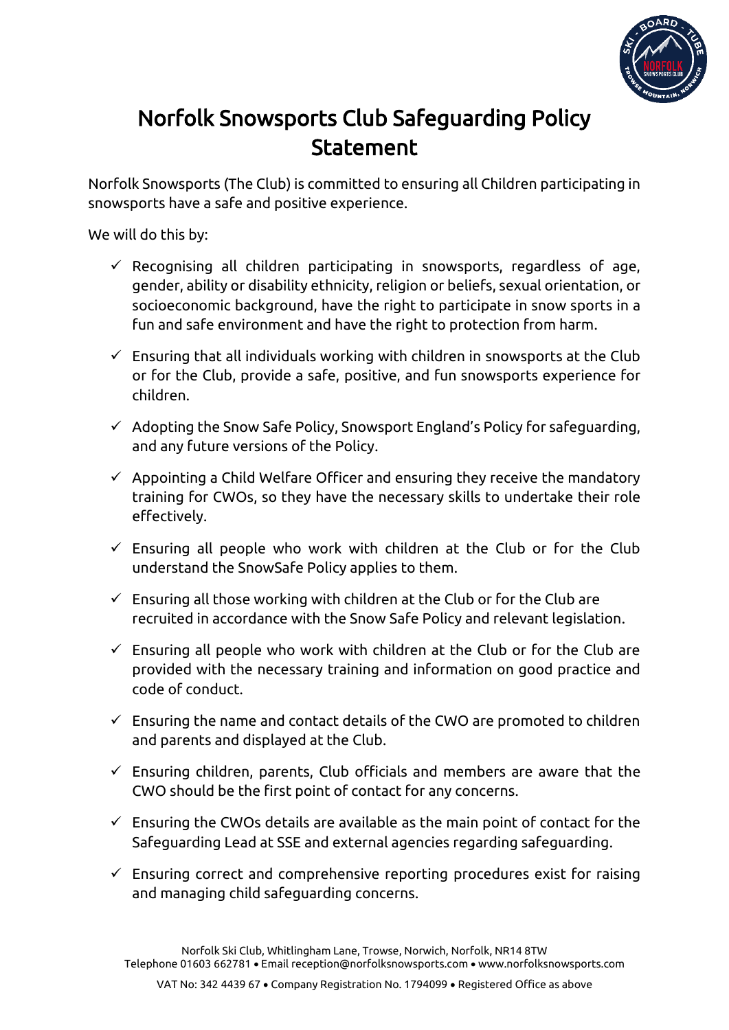# Norfolk Snowsports Club Safeguarding Policy Statement

Norfolk Snowsports (The Club) is committed to ensuring all Children participating in snowsports have a safe and positive experience.

We will do this by:

- ✓ Recognising all children participating in snowsports, regardless of age, gender, ability or disability ethnicity, religion or beliefs, sexual orientation, or socioeconomic background, have the right to participate in snow sports in a fun and safe environment and have the right to protection from harm.
- ✓ Ensuring that all individuals working with children in snowsports at the Club or for the Club, provide a safe, positive, and fun snowsports experience for children.
- ✓ Adopting the Snow Safe Policy, Snowsport England's Policy for safeguarding, and any future versions of the Policy.
- ✓ Appointing a Child Welfare Officer and ensuring they receive the mandatory training for CWOs, so they have the necessary skills to undertake their role effectively.
- ✓ Ensuring all people who work with children at the Club or for the Club understand the SnowSafe Policy applies to them.
- ✓ Ensuring all those working with children at the Club or for the Club are recruited in accordance with the Snow Safe Policy and relevant legislation.
- ✓ Ensuring all people who work with children at the Club or for the Club are provided with the necessary training and information on good practice and code of conduct.
- ✓ Ensuring the name and contact details of the CWO are promoted to children and parents and displayed at the Club.
- ✓ Ensuring children, parents, Club officials and members are aware that the CWO should be the first point of contact for any concerns.
- ✓ Ensuring the CWOs details are available as the main point of contact for the Safeguarding Lead at SSE and external agencies regarding safeguarding.
- ✓ Ensuring correct and comprehensive reporting procedures exist for raising and managing child safeguarding concerns.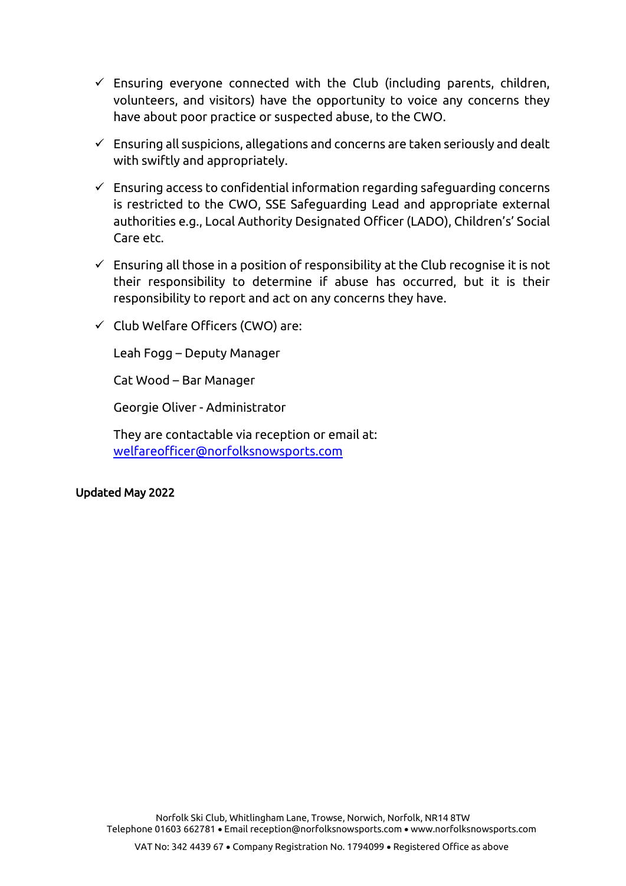- ✓ Ensuring everyone connected with the Club (including parents, children, volunteers, and visitors) have the opportunity to voice any concerns they have about poor practice or suspected abuse, to the CWO.
- ✓ Ensuring all suspicions, allegations and concerns are taken seriously and dealt with swiftly and appropriately.
- ✓ Ensuring access to confidential information regarding safeguarding concerns is restricted to the CWO, SSE Safeguarding Lead and appropriate external authorities e.g., Local Authority Designated Officer (LADO), Children's' Social Care etc.
- ✓ Ensuring all those in a position of responsibility at the Club recognise it is not their responsibility to determine if abuse has occurred, but it is their responsibility to report and act on any concerns they have.
- ✓ Club Welfare Officers (CWO) are:

  Leah Fogg – Deputy Manager

  Cat Wood – Bar Manager

  Georgie Oliver - Administrator

  They are contactable via reception or email at: [welfareofficer@norfolksnowsports.com](mailto:welfareofficer@norfolksnowsports.com)

**Updated May 2022**

Norfolk Ski Club, Whitlingham Lane, Trowse, Norwich, Norfolk, NR14 8TW
Telephone 01603 662781 • Email reception@norfolksnowsports.com • www.norfolksnowsports.com

VAT No: 342 4439 67 • Company Registration No. 1794099 • Registered Office as above